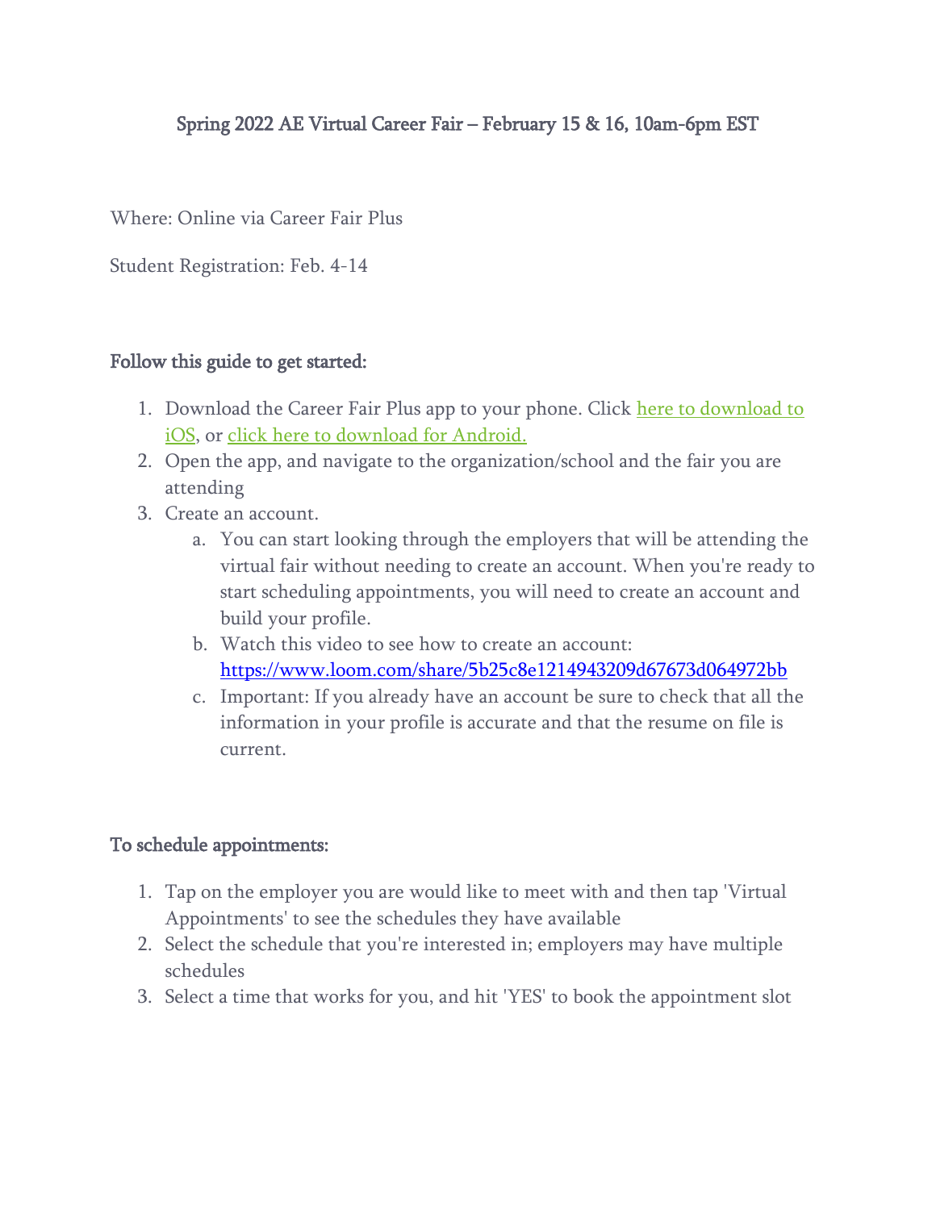# Spring 2022 AE Virtual Career Fair – February 15 & 16, 10am-6pm EST

Where: Online via Career Fair Plus

Student Registration: Feb. 4-14

## Follow this guide to get started:

1. Download the Career Fair Plus app to your phone. Click here to download to iOS, or click here to download for Android.
2. Open the app, and navigate to the organization/school and the fair you are attending
3. Create an account.
    a. You can start looking through the employers that will be attending the virtual fair without needing to create an account. When you're ready to start scheduling appointments, you will need to create an account and build your profile.
    b. Watch this video to see how to create an account: https://www.loom.com/share/5b25c8e1214943209d67673d064972bb
    c. Important: If you already have an account be sure to check that all the information in your profile is accurate and that the resume on file is current.

## To schedule appointments:

1. Tap on the employer you are would like to meet with and then tap 'Virtual Appointments' to see the schedules they have available
2. Select the schedule that you're interested in; employers may have multiple schedules
3. Select a time that works for you, and hit 'YES' to book the appointment slot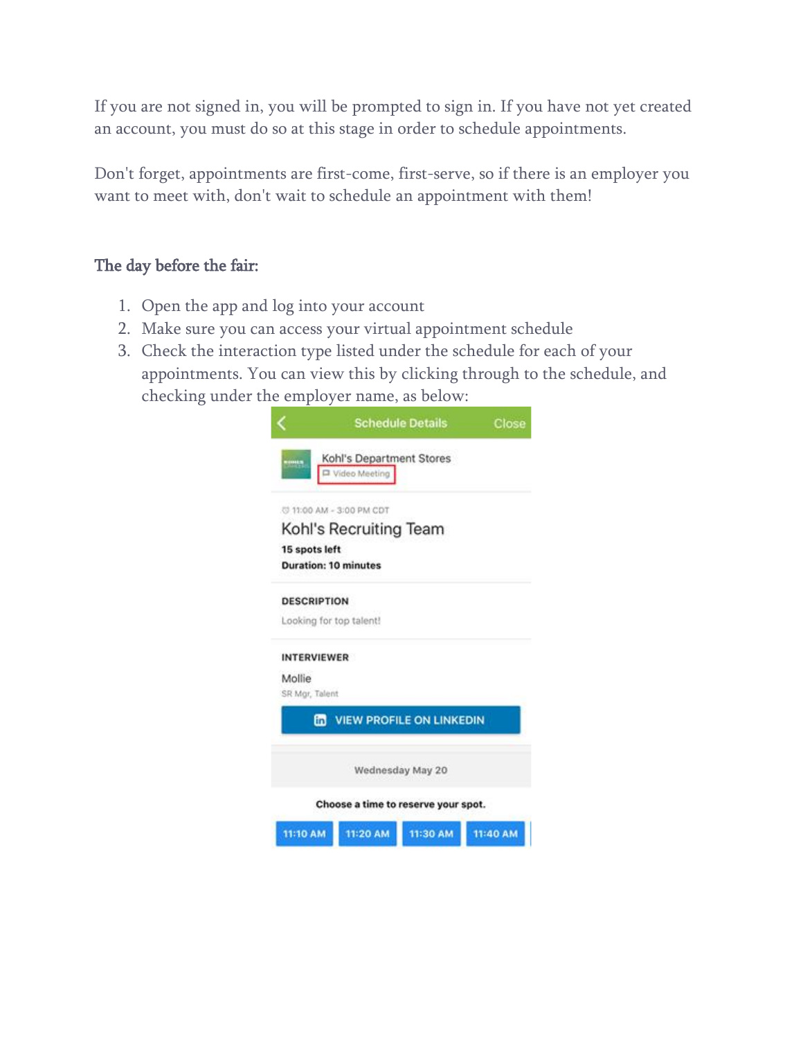If you are not signed in, you will be prompted to sign in. If you have not yet created an account, you must do so at this stage in order to schedule appointments.

Don't forget, appointments are first-come, first-serve, so if there is an employer you want to meet with, don't wait to schedule an appointment with them!

### The day before the fair:

1. Open the app and log into your account
2. Make sure you can access your virtual appointment schedule
3. Check the interaction type listed under the schedule for each of your appointments. You can view this by clicking through to the schedule, and checking under the employer name, as below: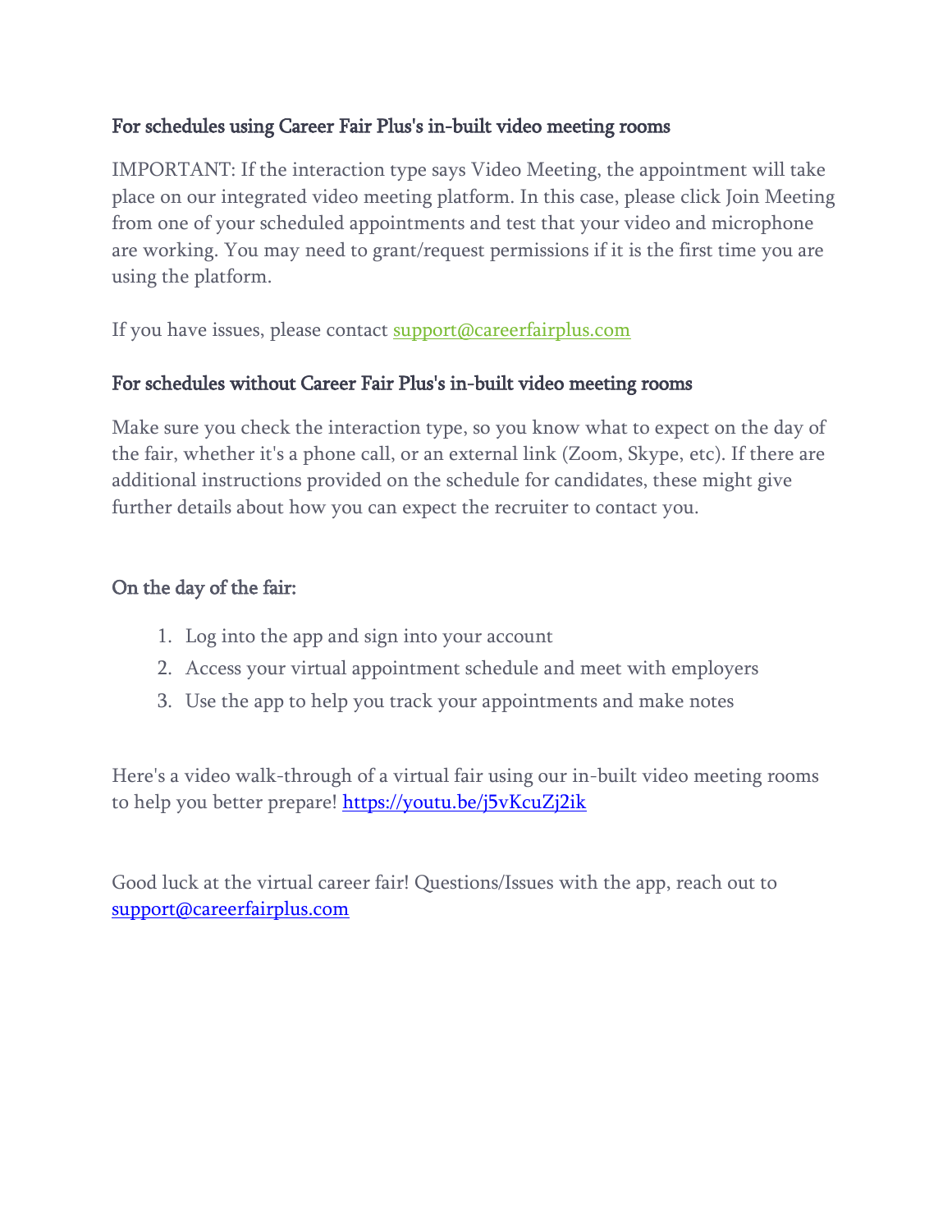### For schedules using Career Fair Plus's in-built video meeting rooms

IMPORTANT: If the interaction type says Video Meeting, the appointment will take place on our integrated video meeting platform. In this case, please click Join Meeting from one of your scheduled appointments and test that your video and microphone are working. You may need to grant/request permissions if it is the first time you are using the platform.

If you have issues, please contact support@careerfairplus.com

### For schedules without Career Fair Plus's in-built video meeting rooms

Make sure you check the interaction type, so you know what to expect on the day of the fair, whether it's a phone call, or an external link (Zoom, Skype, etc). If there are additional instructions provided on the schedule for candidates, these might give further details about how you can expect the recruiter to contact you.

### On the day of the fair:

1. Log into the app and sign into your account
2. Access your virtual appointment schedule and meet with employers
3. Use the app to help you track your appointments and make notes

Here's a video walk-through of a virtual fair using our in-built video meeting rooms to help you better prepare! https://youtu.be/j5vKcuZj2ik

Good luck at the virtual career fair! Questions/Issues with the app, reach out to support@careerfairplus.com